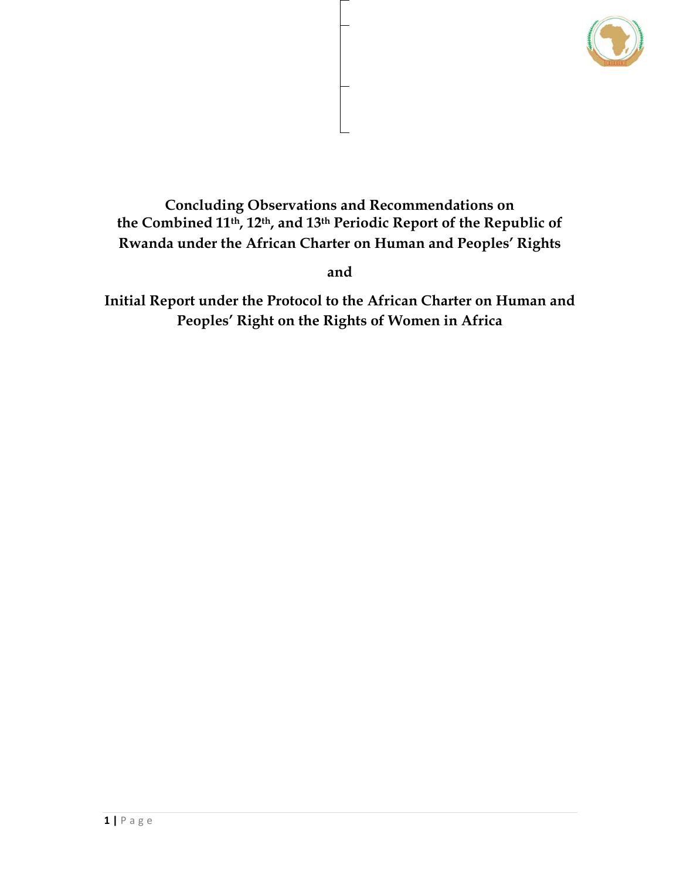# Concluding Observations and Recommendations on the Combined 11th, 12th, and 13th Periodic Report of the Republic of Rwanda under the African Charter on Human and Peoples' Rights

**and**

# Initial Report under the Protocol to the African Charter on Human and Peoples' Right on the Rights of Women in Africa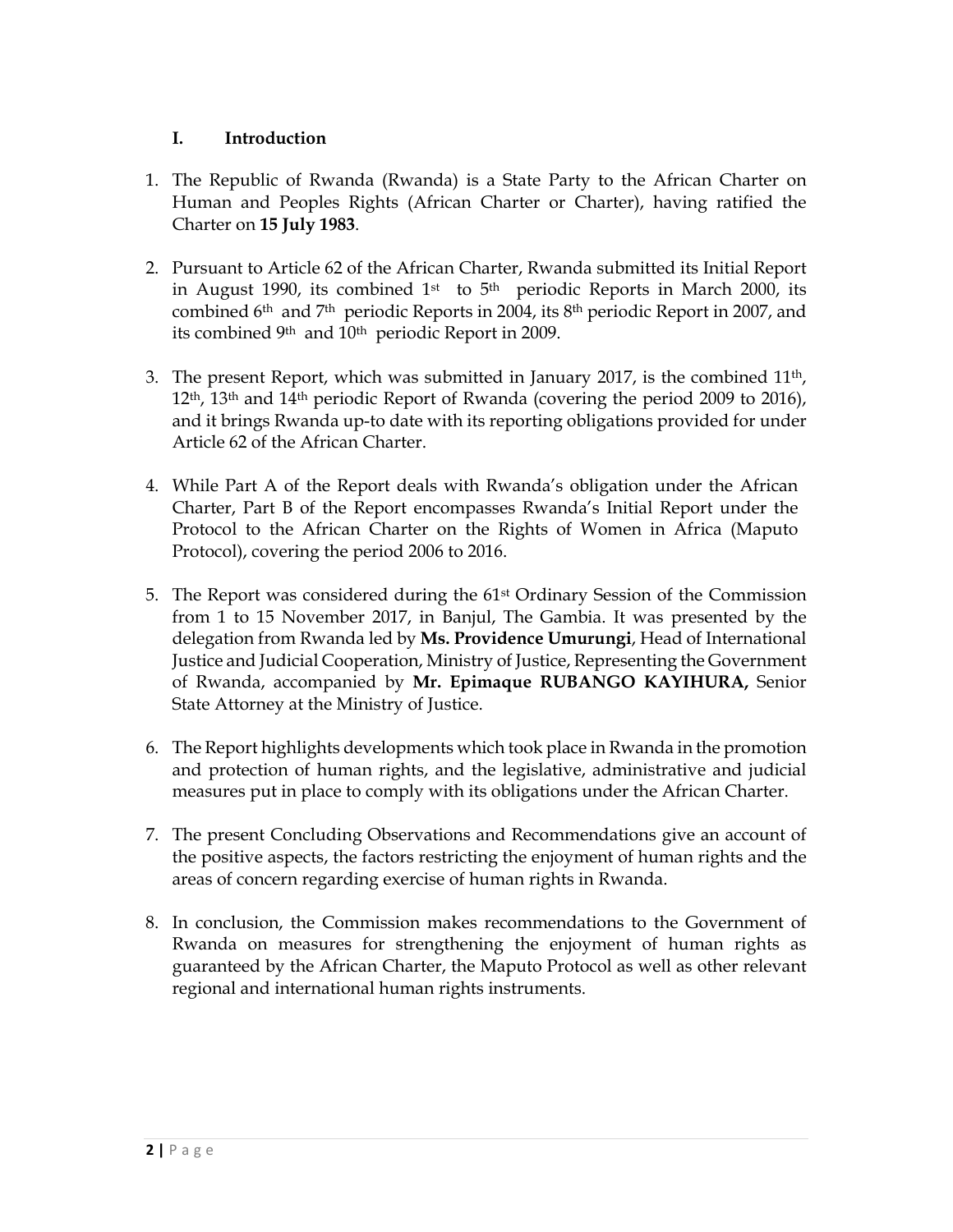## I. Introduction

1. The Republic of Rwanda (Rwanda) is a State Party to the African Charter on Human and Peoples Rights (African Charter or Charter), having ratified the Charter on **15 July 1983**.

2. Pursuant to Article 62 of the African Charter, Rwanda submitted its Initial Report in August 1990, its combined 1st to 5th periodic Reports in March 2000, its combined 6th and 7th periodic Reports in 2004, its 8th periodic Report in 2007, and its combined 9th and 10th periodic Report in 2009.

3. The present Report, which was submitted in January 2017, is the combined 11th, 12th, 13th and 14th periodic Report of Rwanda (covering the period 2009 to 2016), and it brings Rwanda up-to date with its reporting obligations provided for under Article 62 of the African Charter.

4. While Part A of the Report deals with Rwanda's obligation under the African Charter, Part B of the Report encompasses Rwanda's Initial Report under the Protocol to the African Charter on the Rights of Women in Africa (Maputo Protocol), covering the period 2006 to 2016.

5. The Report was considered during the 61st Ordinary Session of the Commission from 1 to 15 November 2017, in Banjul, The Gambia. It was presented by the delegation from Rwanda led by **Ms. Providence Umurungi**, Head of International Justice and Judicial Cooperation, Ministry of Justice, Representing the Government of Rwanda, accompanied by **Mr. Epimaque RUBANGO KAYIHURA,** Senior State Attorney at the Ministry of Justice.

6. The Report highlights developments which took place in Rwanda in the promotion and protection of human rights, and the legislative, administrative and judicial measures put in place to comply with its obligations under the African Charter.

7. The present Concluding Observations and Recommendations give an account of the positive aspects, the factors restricting the enjoyment of human rights and the areas of concern regarding exercise of human rights in Rwanda.

8. In conclusion, the Commission makes recommendations to the Government of Rwanda on measures for strengthening the enjoyment of human rights as guaranteed by the African Charter, the Maputo Protocol as well as other relevant regional and international human rights instruments.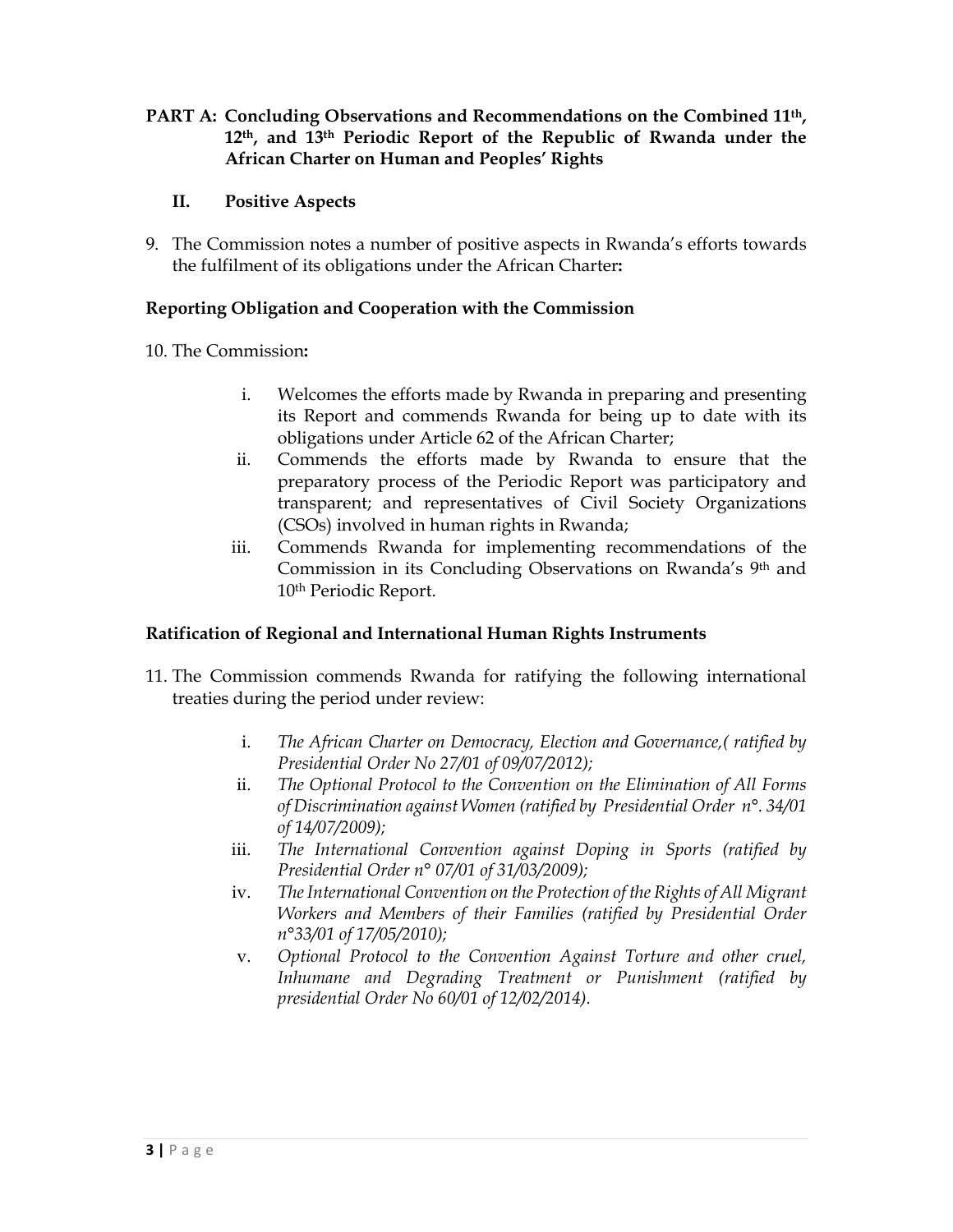# PART A: Concluding Observations and Recommendations on the Combined 11th, 12th, and 13th Periodic Report of the Republic of Rwanda under the African Charter on Human and Peoples' Rights

## II. Positive Aspects

9. The Commission notes a number of positive aspects in Rwanda's efforts towards the fulfilment of its obligations under the African Charter**:**

### Reporting Obligation and Cooperation with the Commission

10. The Commission**:**

   i. Welcomes the efforts made by Rwanda in preparing and presenting its Report and commends Rwanda for being up to date with its obligations under Article 62 of the African Charter;

   ii. Commends the efforts made by Rwanda to ensure that the preparatory process of the Periodic Report was participatory and transparent; and representatives of Civil Society Organizations (CSOs) involved in human rights in Rwanda;

   iii. Commends Rwanda for implementing recommendations of the Commission in its Concluding Observations on Rwanda's 9th and 10th Periodic Report.

### Ratification of Regional and International Human Rights Instruments

11. The Commission commends Rwanda for ratifying the following international treaties during the period under review:

   i. *The African Charter on Democracy, Election and Governance,( ratified by Presidential Order No 27/01 of 09/07/2012);*

   ii. *The Optional Protocol to the Convention on the Elimination of All Forms of Discrimination against Women (ratified by Presidential Order n°. 34/01 of 14/07/2009);*

   iii. *The International Convention against Doping in Sports (ratified by Presidential Order n° 07/01 of 31/03/2009);*

   iv. *The International Convention on the Protection of the Rights of All Migrant Workers and Members of their Families (ratified by Presidential Order n°33/01 of 17/05/2010);*

   v. *Optional Protocol to the Convention Against Torture and other cruel, Inhumane and Degrading Treatment or Punishment (ratified by presidential Order No 60/01 of 12/02/2014).*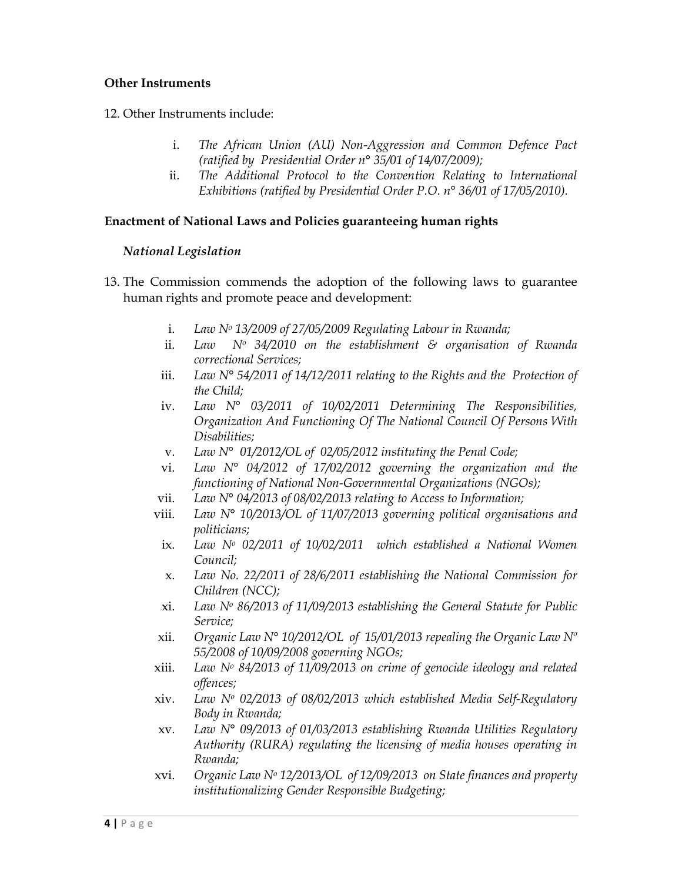**Other Instruments**

12. Other Instruments include:

   i. *The African Union (AU) Non-Aggression and Common Defence Pact (ratified by Presidential Order n° 35/01 of 14/07/2009);*
   ii. *The Additional Protocol to the Convention Relating to International Exhibitions (ratified by Presidential Order P.O. n° 36/01 of 17/05/2010).*

**Enactment of National Laws and Policies guaranteeing human rights**

***National Legislation***

13. The Commission commends the adoption of the following laws to guarantee human rights and promote peace and development:

   i. *Law N$^o$ 13/2009 of 27/05/2009 Regulating Labour in Rwanda;*
   ii. *Law N$^o$ 34/2010 on the establishment & organisation of Rwanda correctional Services;*
   iii. *Law N° 54/2011 of 14/12/2011 relating to the Rights and the Protection of the Child;*
   iv. *Law N° 03/2011 of 10/02/2011 Determining The Responsibilities, Organization And Functioning Of The National Council Of Persons With Disabilities;*
   v. *Law N° 01/2012/OL of 02/05/2012 instituting the Penal Code;*
   vi. *Law N° 04/2012 of 17/02/2012 governing the organization and the functioning of National Non-Governmental Organizations (NGOs);*
   vii. *Law N° 04/2013 of 08/02/2013 relating to Access to Information;*
   viii. *Law N° 10/2013/OL of 11/07/2013 governing political organisations and politicians;*
   ix. *Law N$^o$ 02/2011 of 10/02/2011 which established a National Women Council;*
   x. *Law No. 22/2011 of 28/6/2011 establishing the National Commission for Children (NCC);*
   xi. *Law N$^o$ 86/2013 of 11/09/2013 establishing the General Statute for Public Service;*
   xii. *Organic Law N° 10/2012/OL of 15/01/2013 repealing the Organic Law N$^o$ 55/2008 of 10/09/2008 governing NGOs;*
   xiii. *Law N$^o$ 84/2013 of 11/09/2013 on crime of genocide ideology and related offences;*
   xiv. *Law N$^o$ 02/2013 of 08/02/2013 which established Media Self-Regulatory Body in Rwanda;*
   xv. *Law N° 09/2013 of 01/03/2013 establishing Rwanda Utilities Regulatory Authority (RURA) regulating the licensing of media houses operating in Rwanda;*
   xvi. *Organic Law N$^o$ 12/2013/OL of 12/09/2013 on State finances and property institutionalizing Gender Responsible Budgeting;*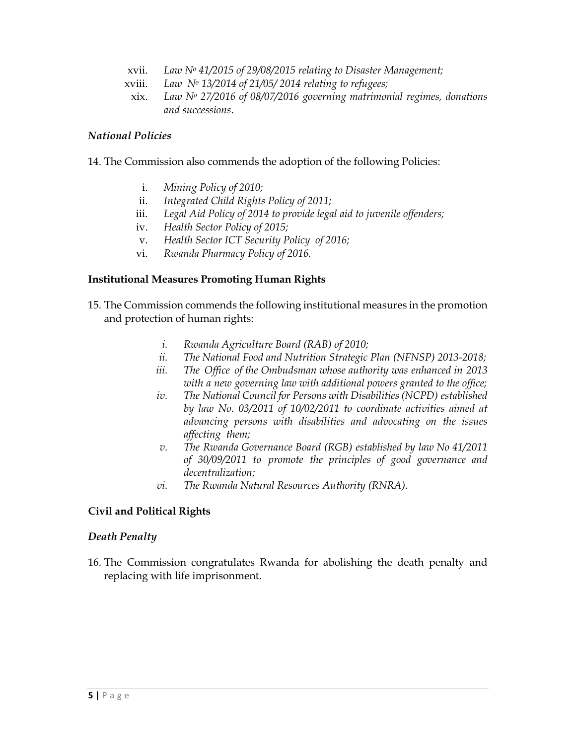xvii. *Law N° 41/2015 of 29/08/2015 relating to Disaster Management;*

xviii. *Law N° 13/2014 of 21/05/ 2014 relating to refugees;*

xix. *Law N° 27/2016 of 08/07/2016 governing matrimonial regimes, donations and successions.*

### *National Policies*

14. The Commission also commends the adoption of the following Policies:

i. *Mining Policy of 2010;*

ii. *Integrated Child Rights Policy of 2011;*

iii. *Legal Aid Policy of 2014 to provide legal aid to juvenile offenders;*

iv. *Health Sector Policy of 2015;*

v. *Health Sector ICT Security Policy of 2016;*

vi. *Rwanda Pharmacy Policy of 2016.*

### **Institutional Measures Promoting Human Rights**

15. The Commission commends the following institutional measures in the promotion and protection of human rights:

*i. Rwanda Agriculture Board (RAB) of 2010;*

*ii. The National Food and Nutrition Strategic Plan (NFNSP) 2013-2018;*

*iii. The Office of the Ombudsman whose authority was enhanced in 2013 with a new governing law with additional powers granted to the office;*

*iv. The National Council for Persons with Disabilities (NCPD) established by law No. 03/2011 of 10/02/2011 to coordinate activities aimed at advancing persons with disabilities and advocating on the issues affecting them;*

*v. The Rwanda Governance Board (RGB) established by law No 41/2011 of 30/09/2011 to promote the principles of good governance and decentralization;*

*vi. The Rwanda Natural Resources Authority (RNRA).*

### **Civil and Political Rights**

### *Death Penalty*

16. The Commission congratulates Rwanda for abolishing the death penalty and replacing with life imprisonment.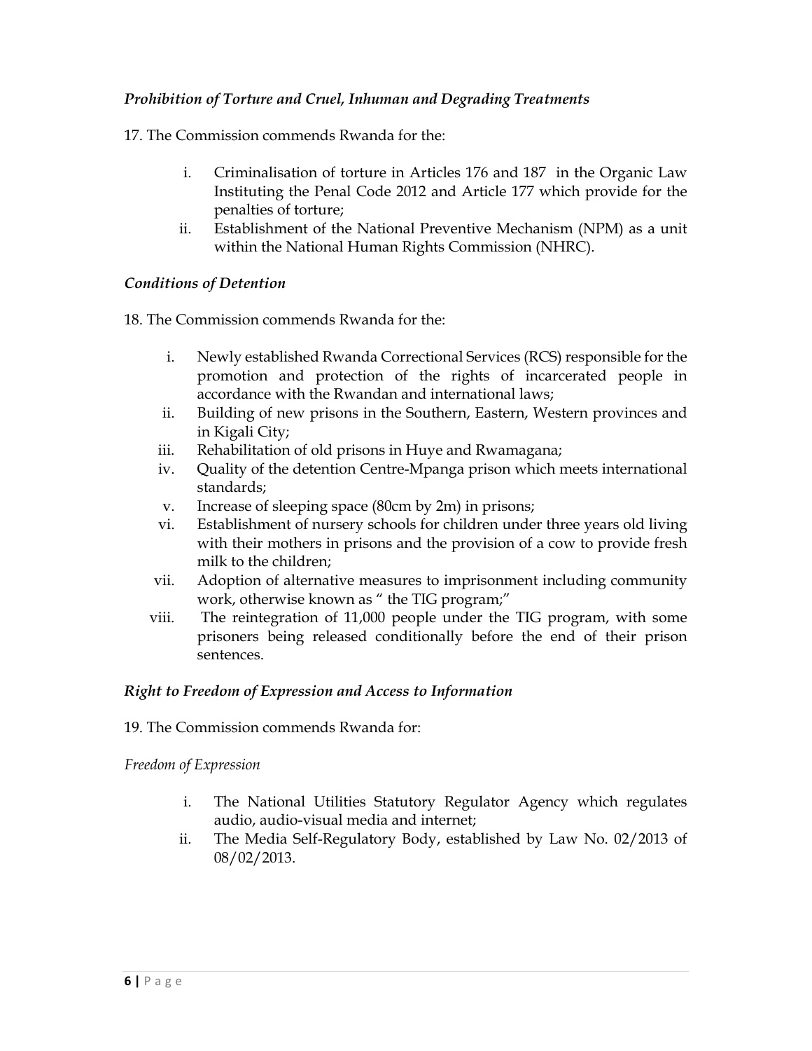***Prohibition of Torture and Cruel, Inhuman and Degrading Treatments***

17. The Commission commends Rwanda for the:

i. Criminalisation of torture in Articles 176 and 187 in the Organic Law Instituting the Penal Code 2012 and Article 177 which provide for the penalties of torture;
ii. Establishment of the National Preventive Mechanism (NPM) as a unit within the National Human Rights Commission (NHRC).

***Conditions of Detention***

18. The Commission commends Rwanda for the:

i. Newly established Rwanda Correctional Services (RCS) responsible for the promotion and protection of the rights of incarcerated people in accordance with the Rwandan and international laws;
ii. Building of new prisons in the Southern, Eastern, Western provinces and in Kigali City;
iii. Rehabilitation of old prisons in Huye and Rwamagana;
iv. Quality of the detention Centre-Mpanga prison which meets international standards;
v. Increase of sleeping space (80cm by 2m) in prisons;
vi. Establishment of nursery schools for children under three years old living with their mothers in prisons and the provision of a cow to provide fresh milk to the children;
vii. Adoption of alternative measures to imprisonment including community work, otherwise known as " the TIG program;"
viii. The reintegration of 11,000 people under the TIG program, with some prisoners being released conditionally before the end of their prison sentences.

***Right to Freedom of Expression and Access to Information***

19. The Commission commends Rwanda for:

*Freedom of Expression*

i. The National Utilities Statutory Regulator Agency which regulates audio, audio-visual media and internet;
ii. The Media Self-Regulatory Body, established by Law No. 02/2013 of 08/02/2013.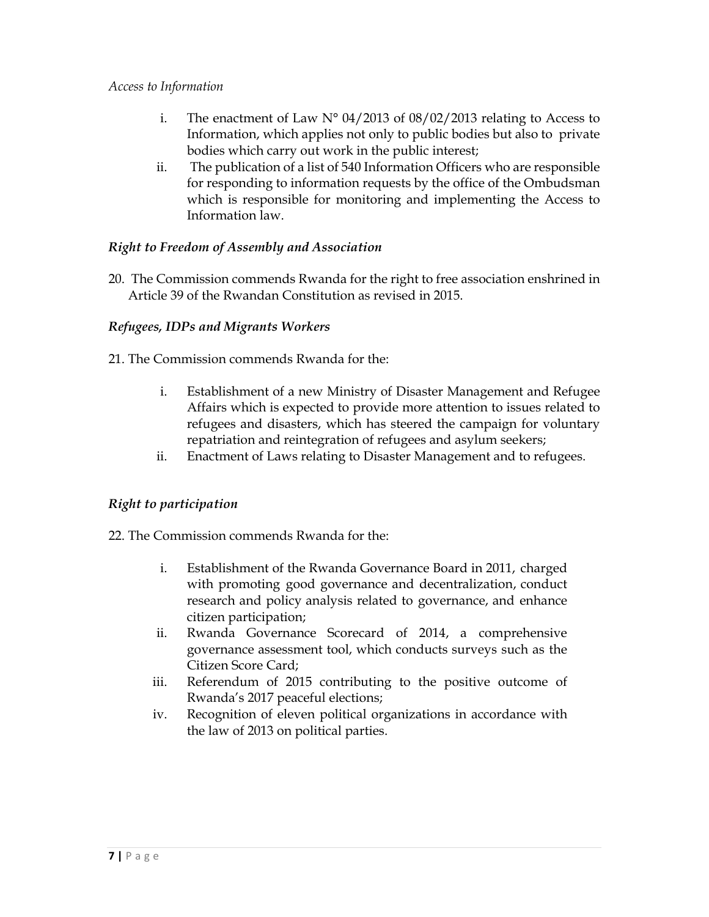*Access to Information*

i. The enactment of Law N° 04/2013 of 08/02/2013 relating to Access to Information, which applies not only to public bodies but also to private bodies which carry out work in the public interest;

ii. The publication of a list of 540 Information Officers who are responsible for responding to information requests by the office of the Ombudsman which is responsible for monitoring and implementing the Access to Information law.

### *Right to Freedom of Assembly and Association*

20. The Commission commends Rwanda for the right to free association enshrined in Article 39 of the Rwandan Constitution as revised in 2015.

### *Refugees, IDPs and Migrants Workers*

21. The Commission commends Rwanda for the:

i. Establishment of a new Ministry of Disaster Management and Refugee Affairs which is expected to provide more attention to issues related to refugees and disasters, which has steered the campaign for voluntary repatriation and reintegration of refugees and asylum seekers;

ii. Enactment of Laws relating to Disaster Management and to refugees.

### *Right to participation*

22. The Commission commends Rwanda for the:

i. Establishment of the Rwanda Governance Board in 2011, charged with promoting good governance and decentralization, conduct research and policy analysis related to governance, and enhance citizen participation;

ii. Rwanda Governance Scorecard of 2014, a comprehensive governance assessment tool, which conducts surveys such as the Citizen Score Card;

iii. Referendum of 2015 contributing to the positive outcome of Rwanda's 2017 peaceful elections;

iv. Recognition of eleven political organizations in accordance with the law of 2013 on political parties.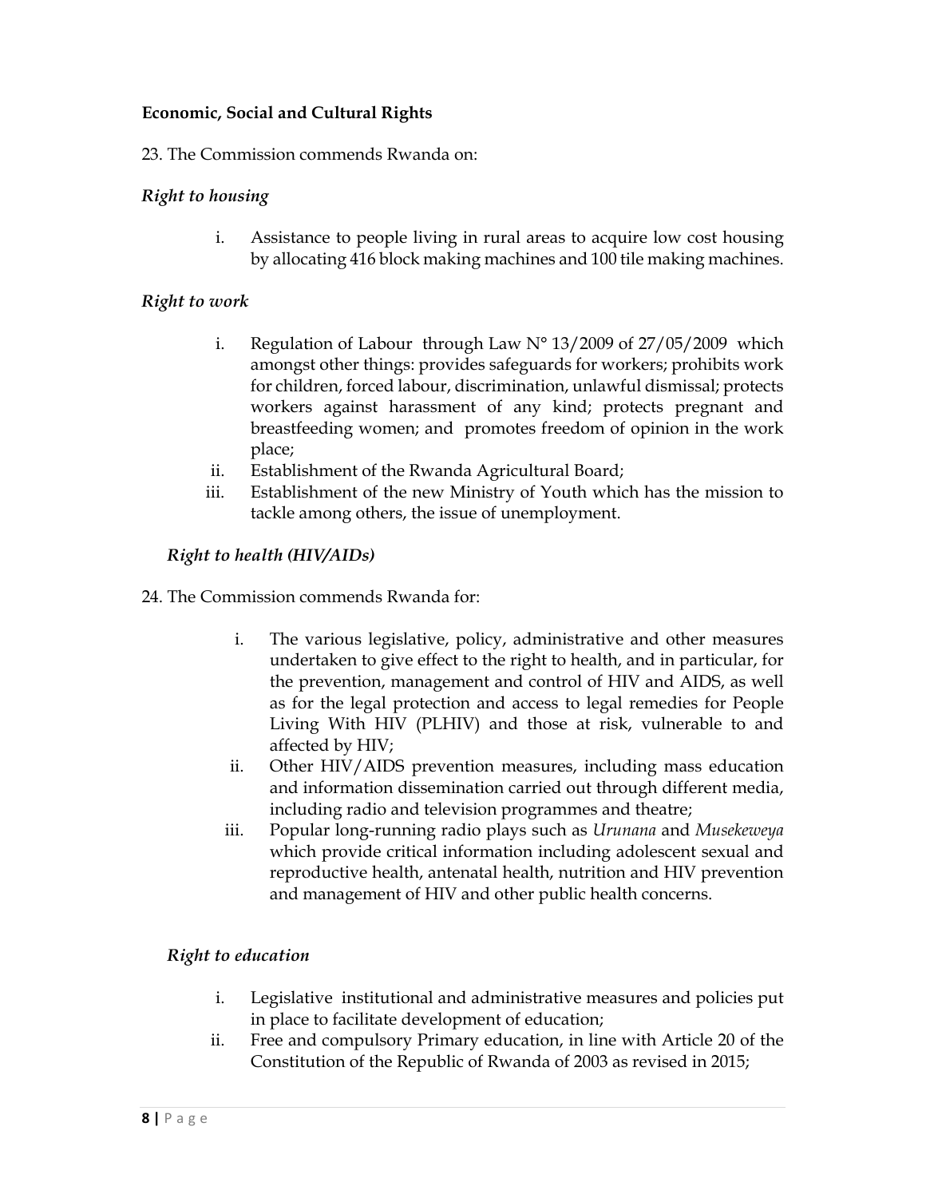**Economic, Social and Cultural Rights**

23. The Commission commends Rwanda on:

*Right to housing*

i. Assistance to people living in rural areas to acquire low cost housing by allocating 416 block making machines and 100 tile making machines.

*Right to work*

i. Regulation of Labour through Law N° 13/2009 of 27/05/2009 which amongst other things: provides safeguards for workers; prohibits work for children, forced labour, discrimination, unlawful dismissal; protects workers against harassment of any kind; protects pregnant and breastfeeding women; and promotes freedom of opinion in the work place;
ii. Establishment of the Rwanda Agricultural Board;
iii. Establishment of the new Ministry of Youth which has the mission to tackle among others, the issue of unemployment.

*Right to health (HIV/AIDs)*

24. The Commission commends Rwanda for:

i. The various legislative, policy, administrative and other measures undertaken to give effect to the right to health, and in particular, for the prevention, management and control of HIV and AIDS, as well as for the legal protection and access to legal remedies for People Living With HIV (PLHIV) and those at risk, vulnerable to and affected by HIV;
ii. Other HIV/AIDS prevention measures, including mass education and information dissemination carried out through different media, including radio and television programmes and theatre;
iii. Popular long-running radio plays such as *Urunana* and *Musekeweya* which provide critical information including adolescent sexual and reproductive health, antenatal health, nutrition and HIV prevention and management of HIV and other public health concerns.

*Right to education*

i. Legislative institutional and administrative measures and policies put in place to facilitate development of education;
ii. Free and compulsory Primary education, in line with Article 20 of the Constitution of the Republic of Rwanda of 2003 as revised in 2015;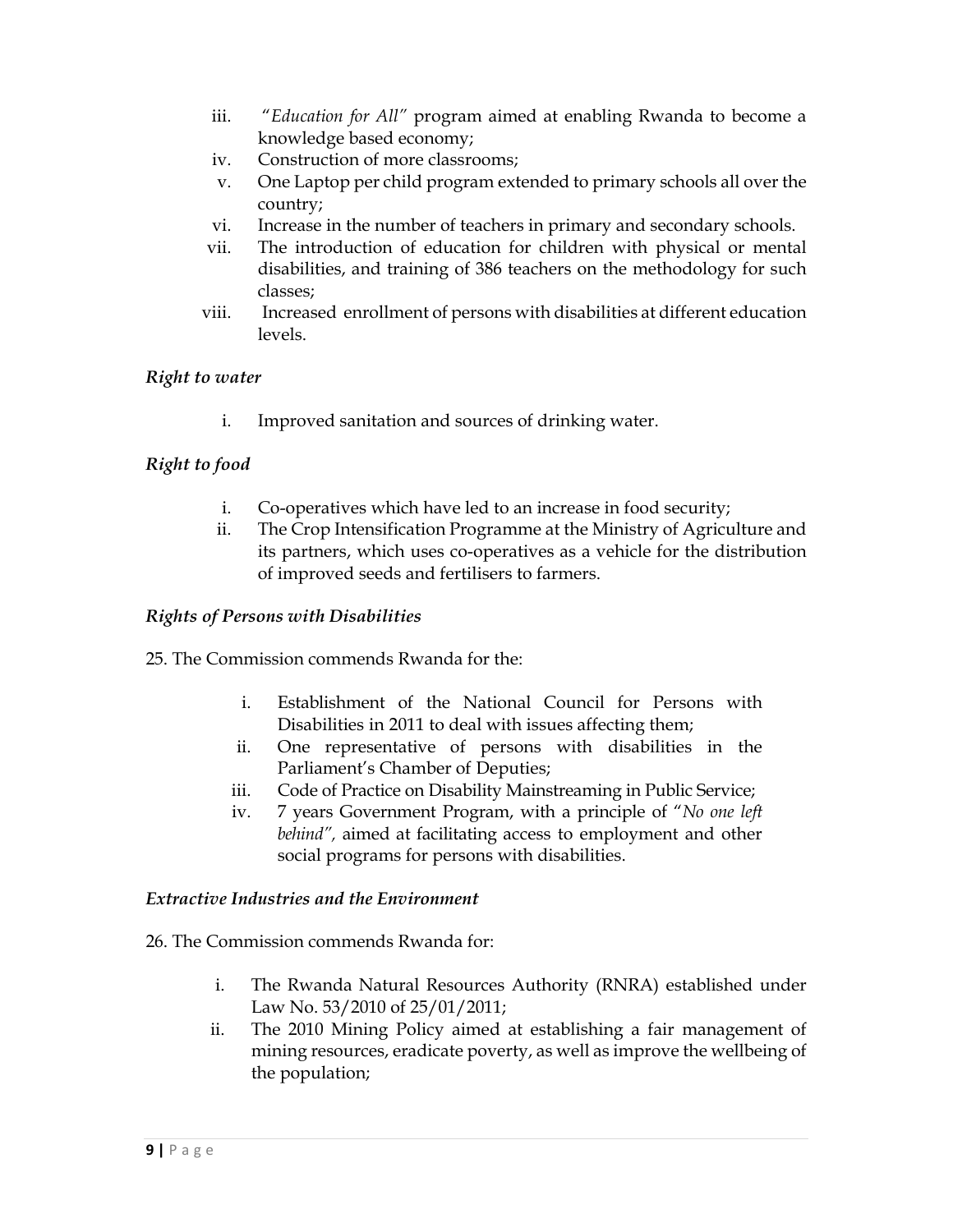iii. "*Education for All*" program aimed at enabling Rwanda to become a knowledge based economy;
iv. Construction of more classrooms;
v. One Laptop per child program extended to primary schools all over the country;
vi. Increase in the number of teachers in primary and secondary schools.
vii. The introduction of education for children with physical or mental disabilities, and training of 386 teachers on the methodology for such classes;
viii. Increased enrollment of persons with disabilities at different education levels.

*Right to water*

i. Improved sanitation and sources of drinking water.

*Right to food*

i. Co-operatives which have led to an increase in food security;
ii. The Crop Intensification Programme at the Ministry of Agriculture and its partners, which uses co-operatives as a vehicle for the distribution of improved seeds and fertilisers to farmers.

***Rights of Persons with Disabilities***

25. The Commission commends Rwanda for the:

i. Establishment of the National Council for Persons with Disabilities in 2011 to deal with issues affecting them;
ii. One representative of persons with disabilities in the Parliament's Chamber of Deputies;
iii. Code of Practice on Disability Mainstreaming in Public Service;
iv. 7 years Government Program, with a principle of "*No one left behind*", aimed at facilitating access to employment and other social programs for persons with disabilities.

***Extractive Industries and the Environment***

26. The Commission commends Rwanda for:

i. The Rwanda Natural Resources Authority (RNRA) established under Law No. 53/2010 of 25/01/2011;
ii. The 2010 Mining Policy aimed at establishing a fair management of mining resources, eradicate poverty, as well as improve the wellbeing of the population;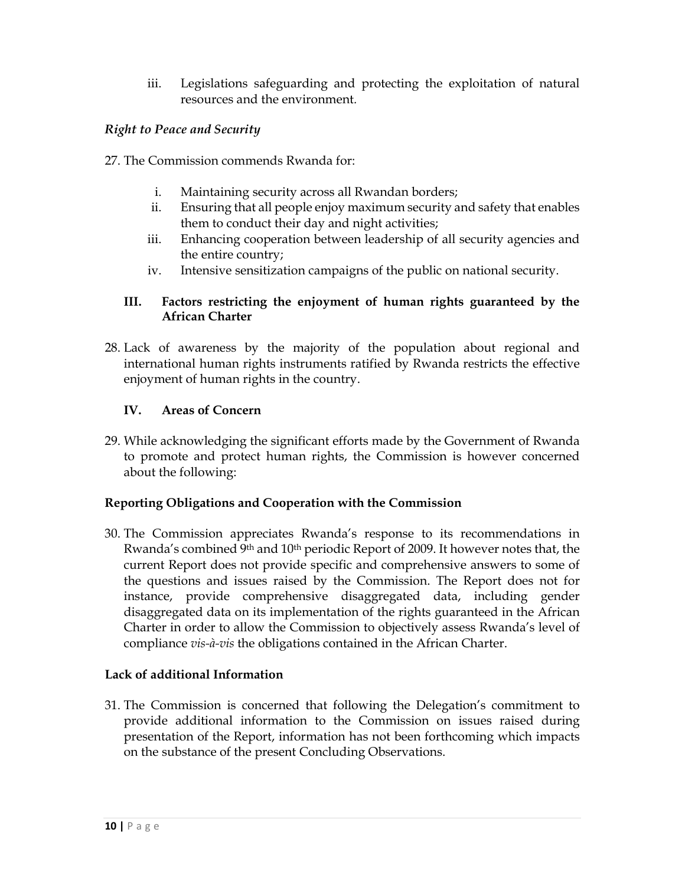iii. Legislations safeguarding and protecting the exploitation of natural resources and the environment.

*Right to Peace and Security*

27. The Commission commends Rwanda for:

   i. Maintaining security across all Rwandan borders;
   ii. Ensuring that all people enjoy maximum security and safety that enables them to conduct their day and night activities;
   iii. Enhancing cooperation between leadership of all security agencies and the entire country;
   iv. Intensive sensitization campaigns of the public on national security.

### III. Factors restricting the enjoyment of human rights guaranteed by the African Charter

28. Lack of awareness by the majority of the population about regional and international human rights instruments ratified by Rwanda restricts the effective enjoyment of human rights in the country.

### IV. Areas of Concern

29. While acknowledging the significant efforts made by the Government of Rwanda to promote and protect human rights, the Commission is however concerned about the following:

**Reporting Obligations and Cooperation with the Commission**

30. The Commission appreciates Rwanda's response to its recommendations in Rwanda's combined 9th and 10th periodic Report of 2009. It however notes that, the current Report does not provide specific and comprehensive answers to some of the questions and issues raised by the Commission. The Report does not for instance, provide comprehensive disaggregated data, including gender disaggregated data on its implementation of the rights guaranteed in the African Charter in order to allow the Commission to objectively assess Rwanda's level of compliance *vis-à-vis* the obligations contained in the African Charter.

**Lack of additional Information**

31. The Commission is concerned that following the Delegation's commitment to provide additional information to the Commission on issues raised during presentation of the Report, information has not been forthcoming which impacts on the substance of the present Concluding Observations.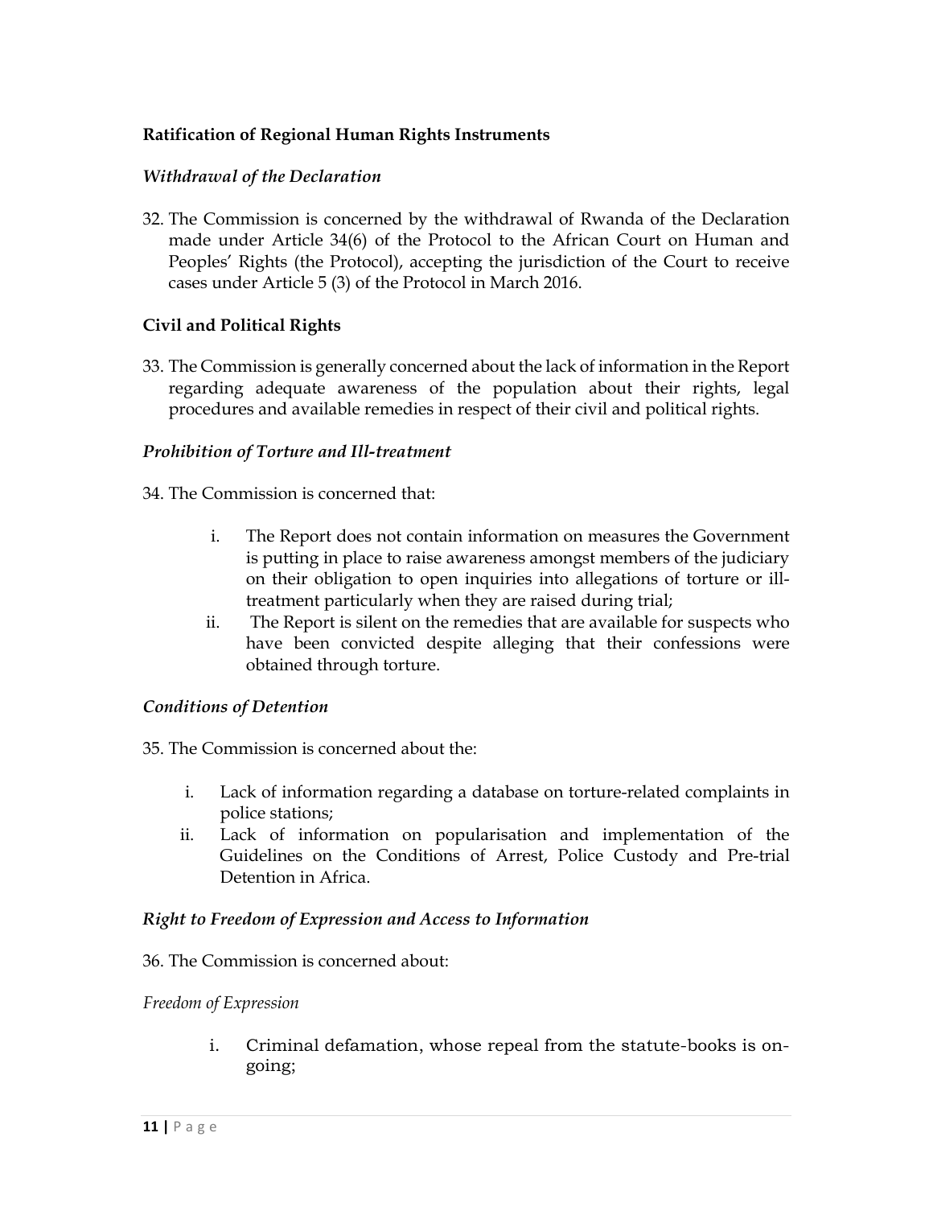**Ratification of Regional Human Rights Instruments**

*Withdrawal of the Declaration*

32. The Commission is concerned by the withdrawal of Rwanda of the Declaration made under Article 34(6) of the Protocol to the African Court on Human and Peoples' Rights (the Protocol), accepting the jurisdiction of the Court to receive cases under Article 5 (3) of the Protocol in March 2016.

**Civil and Political Rights**

33. The Commission is generally concerned about the lack of information in the Report regarding adequate awareness of the population about their rights, legal procedures and available remedies in respect of their civil and political rights.

*Prohibition of Torture and Ill-treatment*

34. The Commission is concerned that:

    i. The Report does not contain information on measures the Government is putting in place to raise awareness amongst members of the judiciary on their obligation to open inquiries into allegations of torture or ill-treatment particularly when they are raised during trial;
    ii. The Report is silent on the remedies that are available for suspects who have been convicted despite alleging that their confessions were obtained through torture.

*Conditions of Detention*

35. The Commission is concerned about the:

    i. Lack of information regarding a database on torture-related complaints in police stations;
    ii. Lack of information on popularisation and implementation of the Guidelines on the Conditions of Arrest, Police Custody and Pre-trial Detention in Africa.

*Right to Freedom of Expression and Access to Information*

36. The Commission is concerned about:

*Freedom of Expression*

    i. Criminal defamation, whose repeal from the statute-books is on-going;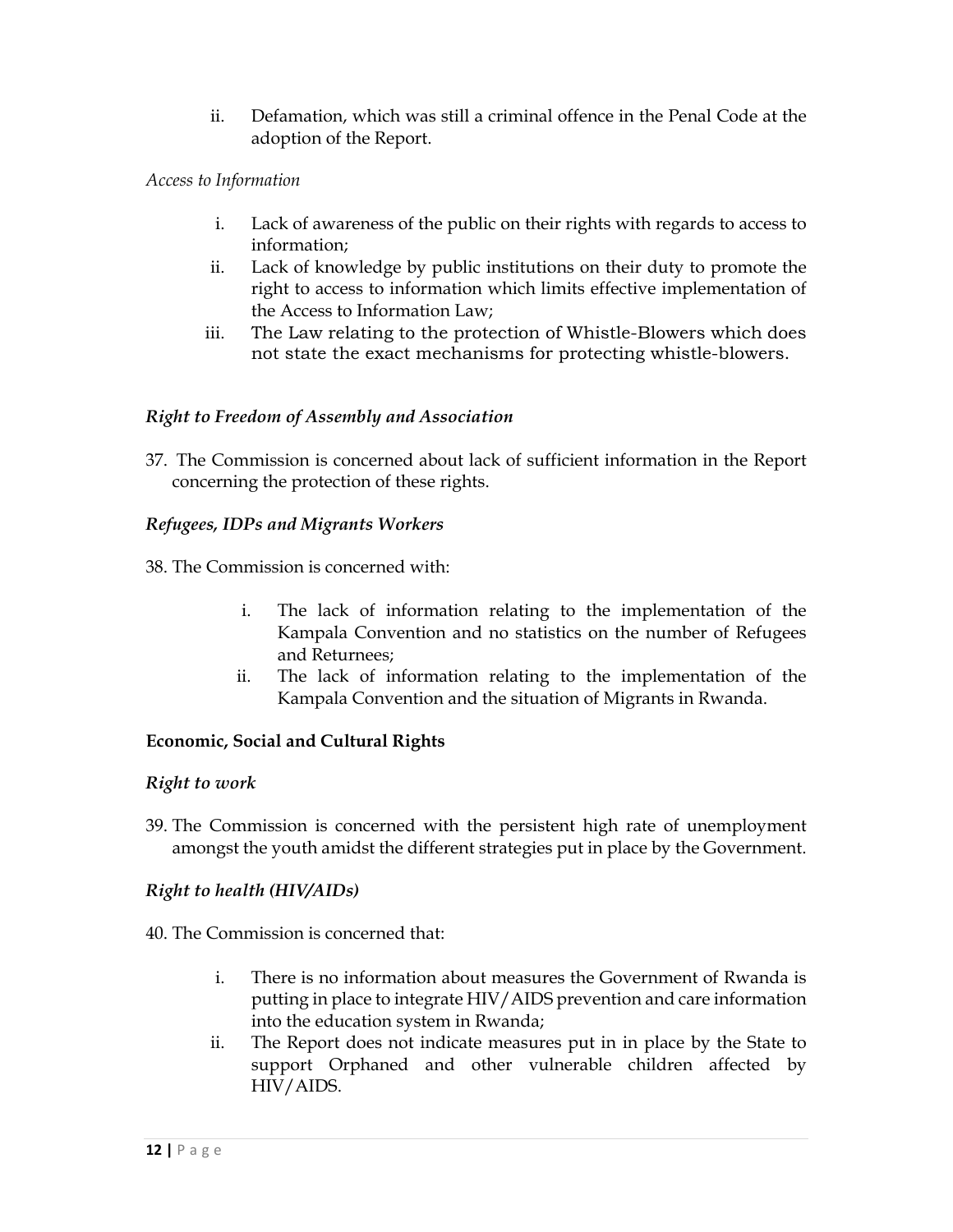ii. Defamation, which was still a criminal offence in the Penal Code at the adoption of the Report.

*Access to Information*

i. Lack of awareness of the public on their rights with regards to access to information;
ii. Lack of knowledge by public institutions on their duty to promote the right to access to information which limits effective implementation of the Access to Information Law;
iii. The Law relating to the protection of Whistle-Blowers which does not state the exact mechanisms for protecting whistle-blowers.

***Right to Freedom of Assembly and Association***

37. The Commission is concerned about lack of sufficient information in the Report concerning the protection of these rights.

***Refugees, IDPs and Migrants Workers***

38. The Commission is concerned with:

i. The lack of information relating to the implementation of the Kampala Convention and no statistics on the number of Refugees and Returnees;
ii. The lack of information relating to the implementation of the Kampala Convention and the situation of Migrants in Rwanda.

**Economic, Social and Cultural Rights**

***Right to work***

39. The Commission is concerned with the persistent high rate of unemployment amongst the youth amidst the different strategies put in place by the Government.

***Right to health (HIV/AIDs)***

40. The Commission is concerned that:

i. There is no information about measures the Government of Rwanda is putting in place to integrate HIV/AIDS prevention and care information into the education system in Rwanda;
ii. The Report does not indicate measures put in in place by the State to support Orphaned and other vulnerable children affected by HIV/AIDS.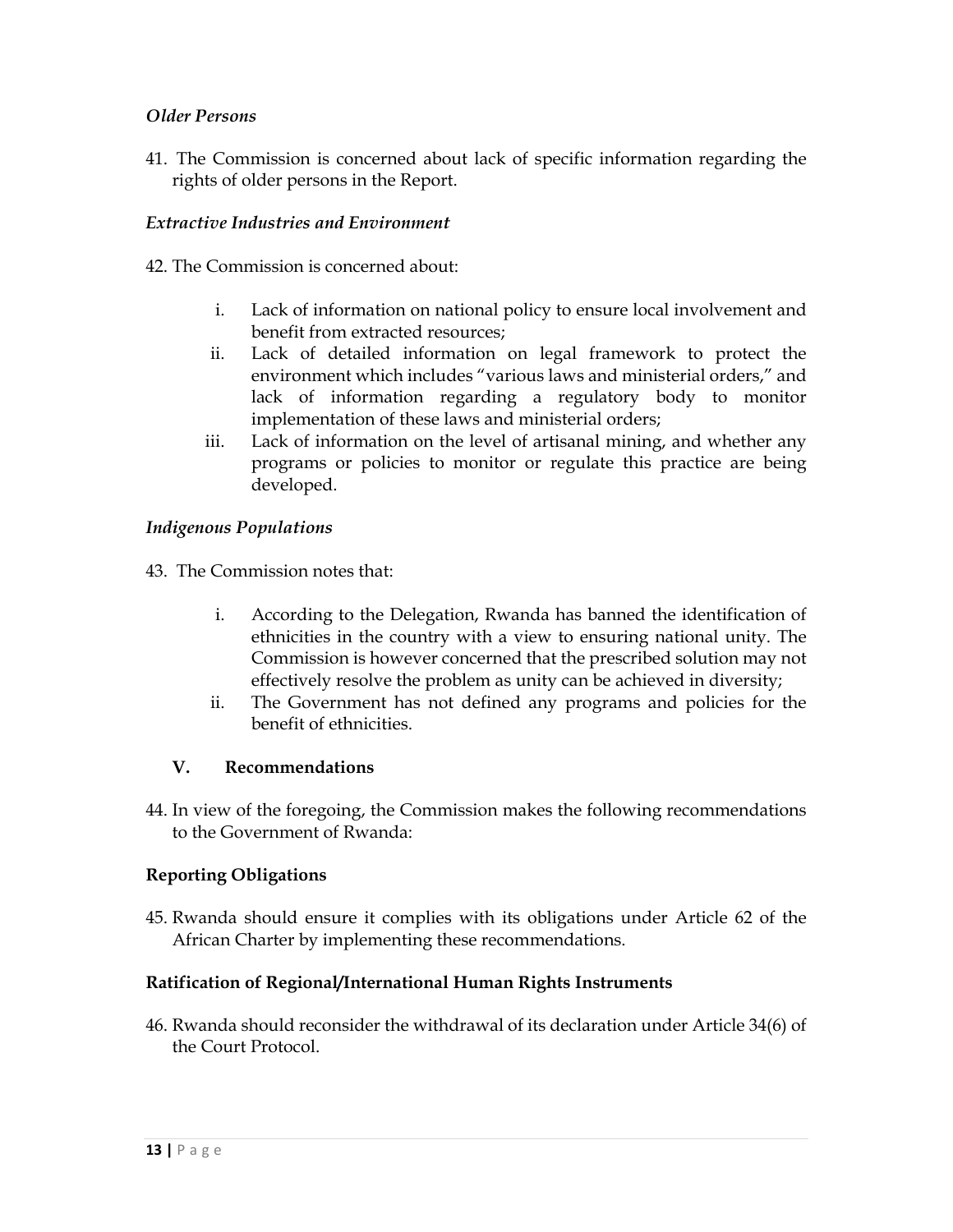*Older Persons*

41. The Commission is concerned about lack of specific information regarding the rights of older persons in the Report.

*Extractive Industries and Environment*

42. The Commission is concerned about:

   i. Lack of information on national policy to ensure local involvement and benefit from extracted resources;
   ii. Lack of detailed information on legal framework to protect the environment which includes "various laws and ministerial orders," and lack of information regarding a regulatory body to monitor implementation of these laws and ministerial orders;
   iii. Lack of information on the level of artisanal mining, and whether any programs or policies to monitor or regulate this practice are being developed.

*Indigenous Populations*

43. The Commission notes that:

   i. According to the Delegation, Rwanda has banned the identification of ethnicities in the country with a view to ensuring national unity. The Commission is however concerned that the prescribed solution may not effectively resolve the problem as unity can be achieved in diversity;
   ii. The Government has not defined any programs and policies for the benefit of ethnicities.

## V. Recommendations

44. In view of the foregoing, the Commission makes the following recommendations to the Government of Rwanda:

**Reporting Obligations**

45. Rwanda should ensure it complies with its obligations under Article 62 of the African Charter by implementing these recommendations.

**Ratification of Regional/International Human Rights Instruments**

46. Rwanda should reconsider the withdrawal of its declaration under Article 34(6) of the Court Protocol.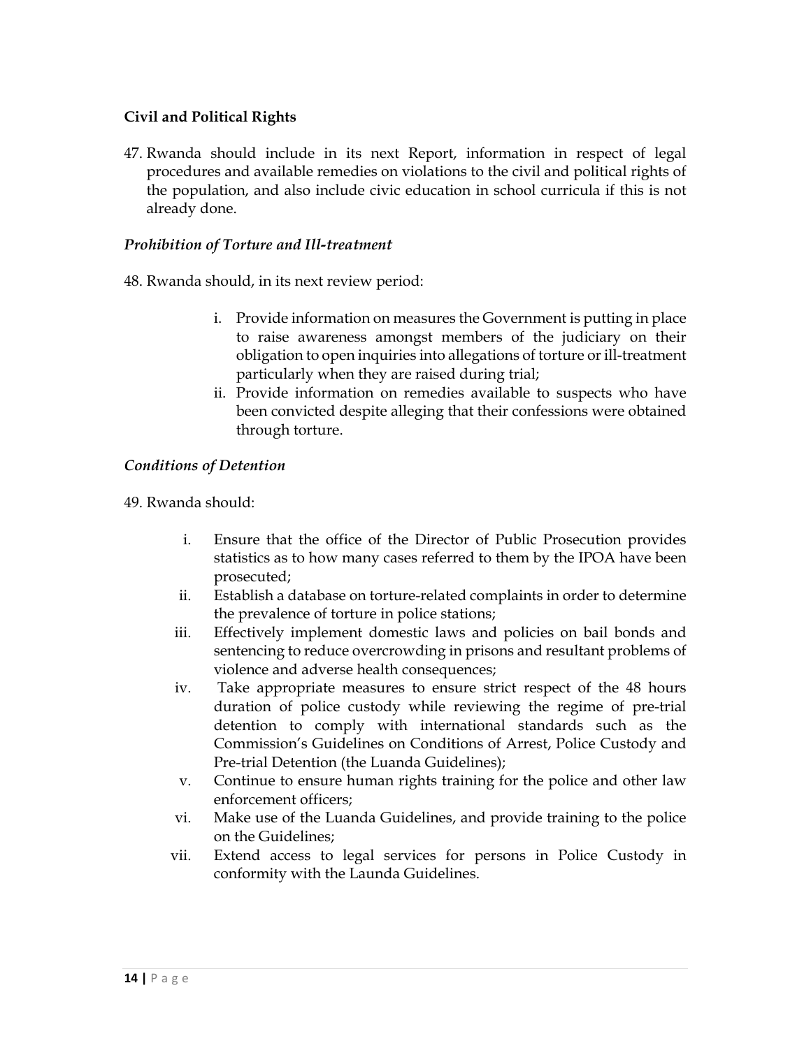**Civil and Political Rights**

47. Rwanda should include in its next Report, information in respect of legal procedures and available remedies on violations to the civil and political rights of the population, and also include civic education in school curricula if this is not already done.

***Prohibition of Torture and Ill-treatment***

48. Rwanda should, in its next review period:

   i. Provide information on measures the Government is putting in place to raise awareness amongst members of the judiciary on their obligation to open inquiries into allegations of torture or ill-treatment particularly when they are raised during trial;
   ii. Provide information on remedies available to suspects who have been convicted despite alleging that their confessions were obtained through torture.

***Conditions of Detention***

49. Rwanda should:

   i. Ensure that the office of the Director of Public Prosecution provides statistics as to how many cases referred to them by the IPOA have been prosecuted;
   ii. Establish a database on torture-related complaints in order to determine the prevalence of torture in police stations;
   iii. Effectively implement domestic laws and policies on bail bonds and sentencing to reduce overcrowding in prisons and resultant problems of violence and adverse health consequences;
   iv. Take appropriate measures to ensure strict respect of the 48 hours duration of police custody while reviewing the regime of pre-trial detention to comply with international standards such as the Commission's Guidelines on Conditions of Arrest, Police Custody and Pre-trial Detention (the Luanda Guidelines);
   v. Continue to ensure human rights training for the police and other law enforcement officers;
   vi. Make use of the Luanda Guidelines, and provide training to the police on the Guidelines;
   vii. Extend access to legal services for persons in Police Custody in conformity with the Launda Guidelines.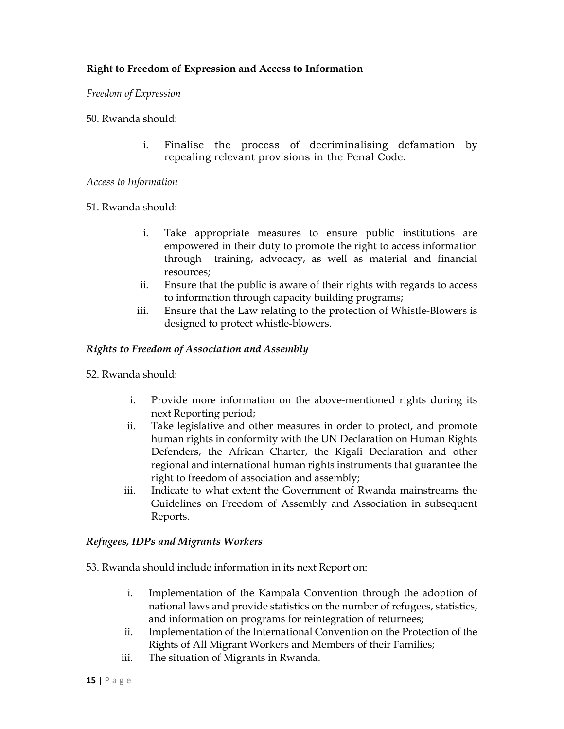**Right to Freedom of Expression and Access to Information**

*Freedom of Expression*

50. Rwanda should:

    i. Finalise the process of decriminalising defamation by repealing relevant provisions in the Penal Code.

*Access to Information*

51. Rwanda should:

    i. Take appropriate measures to ensure public institutions are empowered in their duty to promote the right to access information through training, advocacy, as well as material and financial resources;
    ii. Ensure that the public is aware of their rights with regards to access to information through capacity building programs;
    iii. Ensure that the Law relating to the protection of Whistle-Blowers is designed to protect whistle-blowers.

***Rights to Freedom of Association and Assembly***

52. Rwanda should:

    i. Provide more information on the above-mentioned rights during its next Reporting period;
    ii. Take legislative and other measures in order to protect, and promote human rights in conformity with the UN Declaration on Human Rights Defenders, the African Charter, the Kigali Declaration and other regional and international human rights instruments that guarantee the right to freedom of association and assembly;
    iii. Indicate to what extent the Government of Rwanda mainstreams the Guidelines on Freedom of Assembly and Association in subsequent Reports.

***Refugees, IDPs and Migrants Workers***

53. Rwanda should include information in its next Report on:

    i. Implementation of the Kampala Convention through the adoption of national laws and provide statistics on the number of refugees, statistics, and information on programs for reintegration of returnees;
    ii. Implementation of the International Convention on the Protection of the Rights of All Migrant Workers and Members of their Families;
    iii. The situation of Migrants in Rwanda.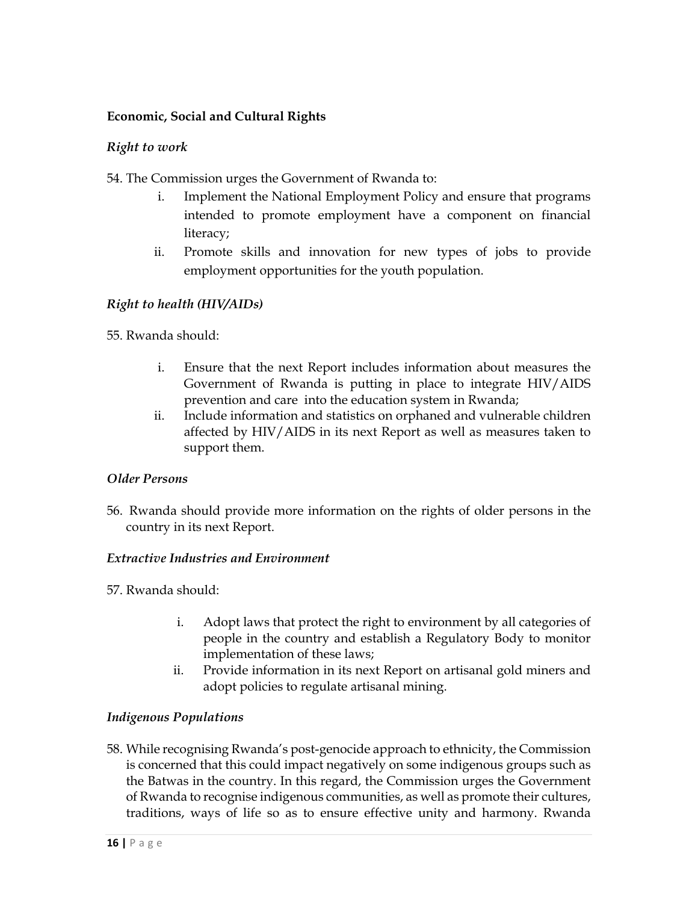**Economic, Social and Cultural Rights**

***Right to work***

54. The Commission urges the Government of Rwanda to:

   i. Implement the National Employment Policy and ensure that programs intended to promote employment have a component on financial literacy;
   ii. Promote skills and innovation for new types of jobs to provide employment opportunities for the youth population.

***Right to health (HIV/AIDs)***

55. Rwanda should:

   i. Ensure that the next Report includes information about measures the Government of Rwanda is putting in place to integrate HIV/AIDS prevention and care into the education system in Rwanda;
   ii. Include information and statistics on orphaned and vulnerable children affected by HIV/AIDS in its next Report as well as measures taken to support them.

***Older Persons***

56. Rwanda should provide more information on the rights of older persons in the country in its next Report.

***Extractive Industries and Environment***

57. Rwanda should:

   i. Adopt laws that protect the right to environment by all categories of people in the country and establish a Regulatory Body to monitor implementation of these laws;
   ii. Provide information in its next Report on artisanal gold miners and adopt policies to regulate artisanal mining.

***Indigenous Populations***

58. While recognising Rwanda's post-genocide approach to ethnicity, the Commission is concerned that this could impact negatively on some indigenous groups such as the Batwas in the country. In this regard, the Commission urges the Government of Rwanda to recognise indigenous communities, as well as promote their cultures, traditions, ways of life so as to ensure effective unity and harmony. Rwanda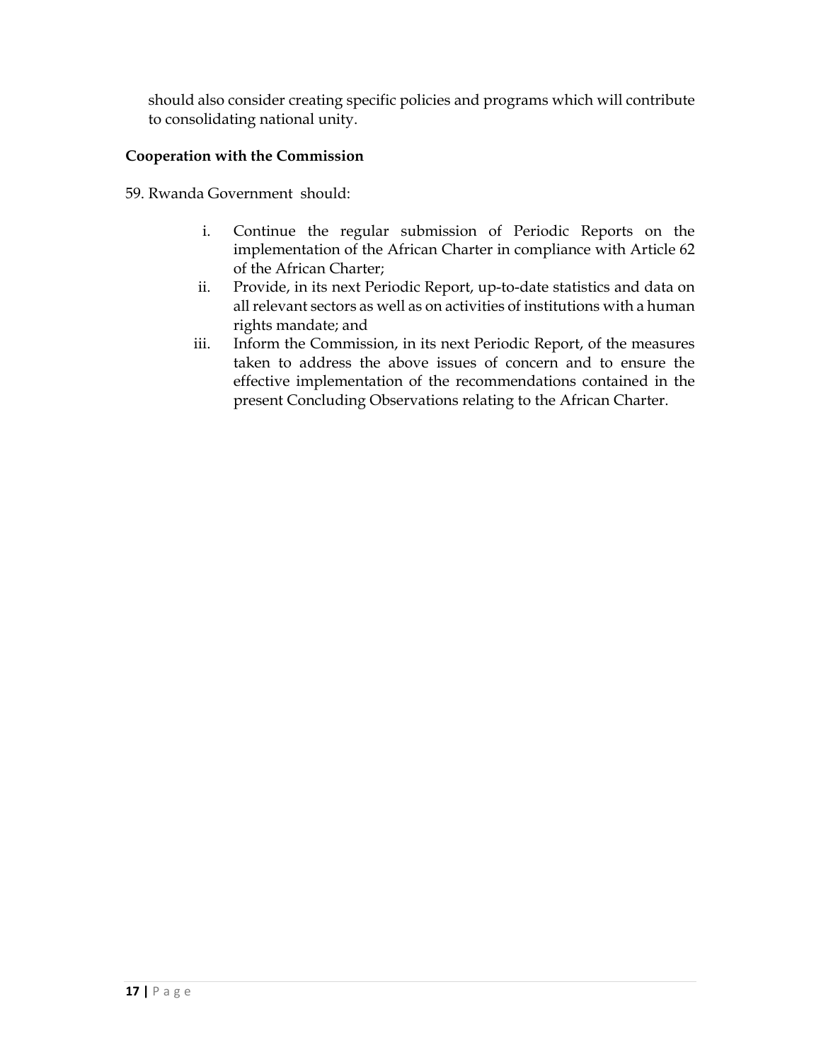should also consider creating specific policies and programs which will contribute to consolidating national unity.

**Cooperation with the Commission**

59. Rwanda Government should:

i. Continue the regular submission of Periodic Reports on the implementation of the African Charter in compliance with Article 62 of the African Charter;
ii. Provide, in its next Periodic Report, up-to-date statistics and data on all relevant sectors as well as on activities of institutions with a human rights mandate; and
iii. Inform the Commission, in its next Periodic Report, of the measures taken to address the above issues of concern and to ensure the effective implementation of the recommendations contained in the present Concluding Observations relating to the African Charter.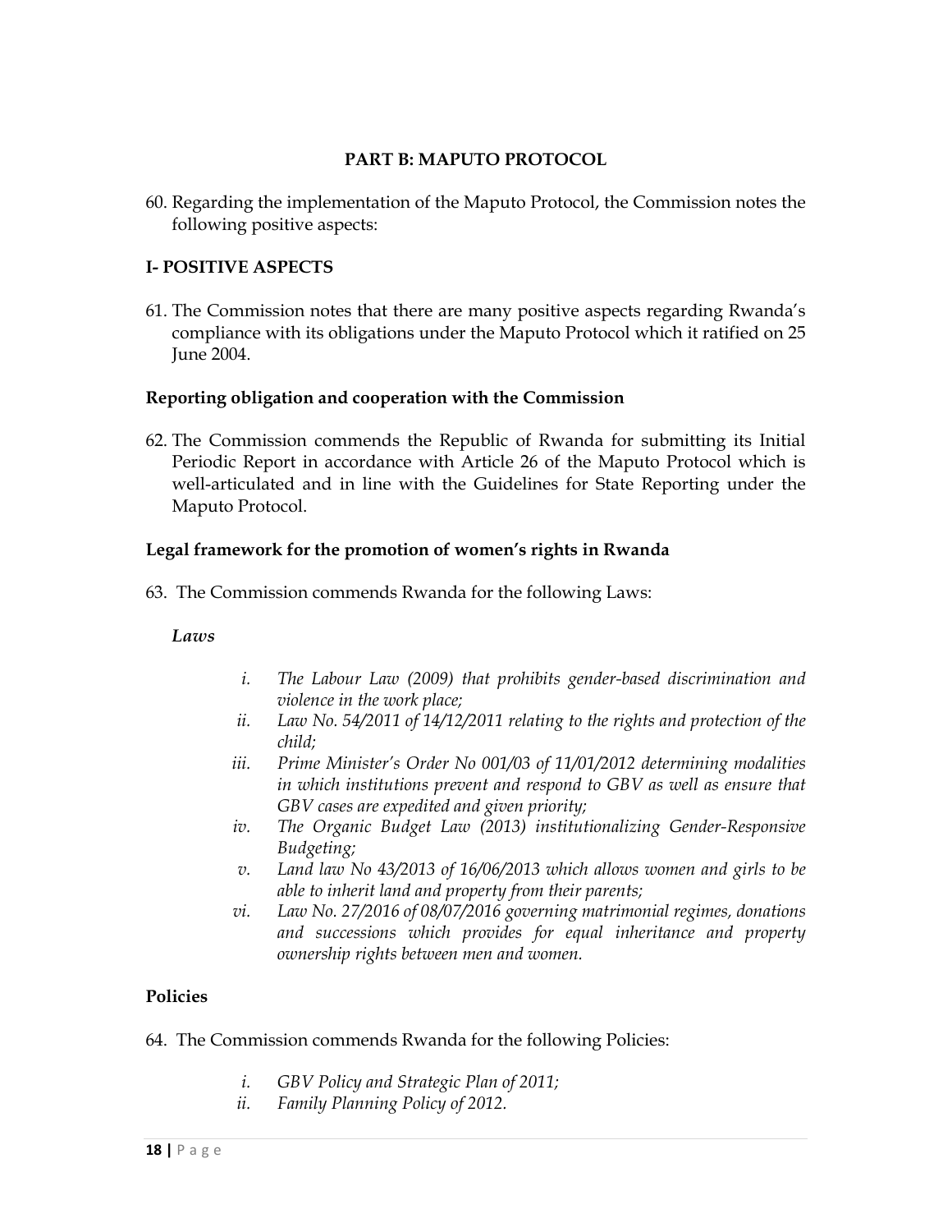## PART B: MAPUTO PROTOCOL

60. Regarding the implementation of the Maputo Protocol, the Commission notes the following positive aspects:

### I- POSITIVE ASPECTS

61. The Commission notes that there are many positive aspects regarding Rwanda's compliance with its obligations under the Maputo Protocol which it ratified on 25 June 2004.

#### Reporting obligation and cooperation with the Commission

62. The Commission commends the Republic of Rwanda for submitting its Initial Periodic Report in accordance with Article 26 of the Maputo Protocol which is well-articulated and in line with the Guidelines for State Reporting under the Maputo Protocol.

#### Legal framework for the promotion of women's rights in Rwanda

63. The Commission commends Rwanda for the following Laws:

***Laws***

i. *The Labour Law (2009) that prohibits gender-based discrimination and violence in the work place;*
ii. *Law No. 54/2011 of 14/12/2011 relating to the rights and protection of the child;*
iii. *Prime Minister's Order No 001/03 of 11/01/2012 determining modalities in which institutions prevent and respond to GBV as well as ensure that GBV cases are expedited and given priority;*
iv. *The Organic Budget Law (2013) institutionalizing Gender-Responsive Budgeting;*
v. *Land law No 43/2013 of 16/06/2013 which allows women and girls to be able to inherit land and property from their parents;*
vi. *Law No. 27/2016 of 08/07/2016 governing matrimonial regimes, donations and successions which provides for equal inheritance and property ownership rights between men and women.*

#### Policies

64. The Commission commends Rwanda for the following Policies:

i. *GBV Policy and Strategic Plan of 2011;*
ii. *Family Planning Policy of 2012.*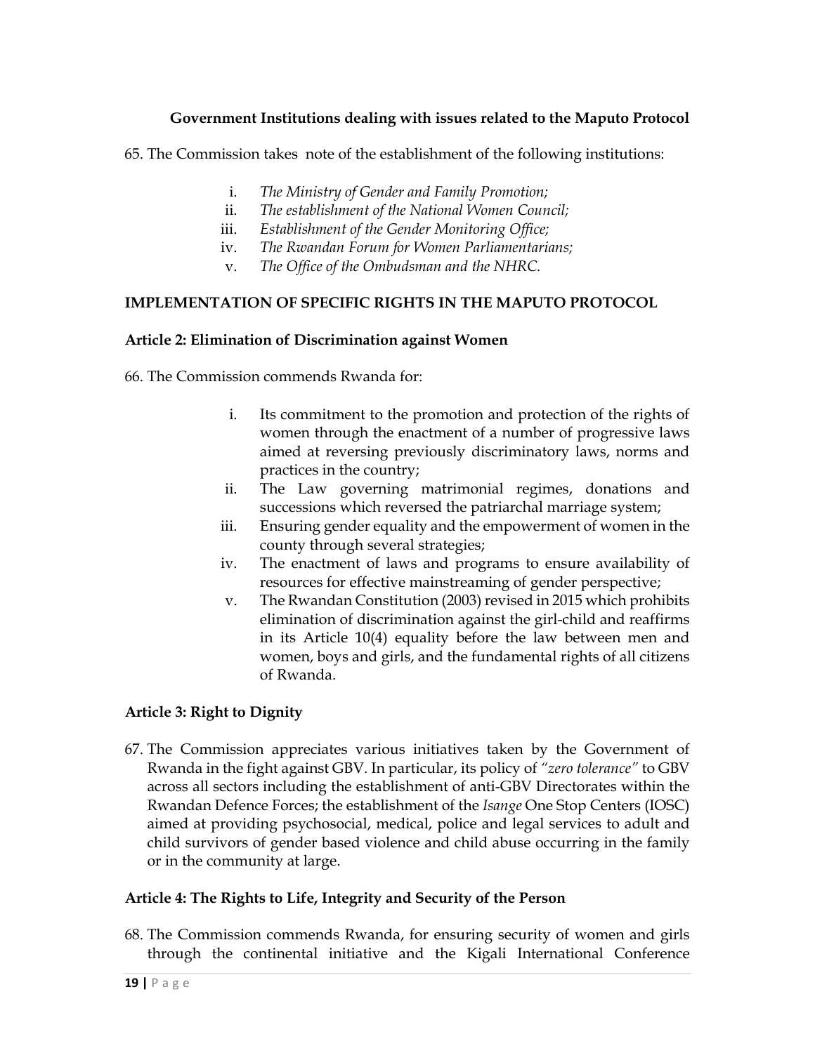**Government Institutions dealing with issues related to the Maputo Protocol**

65. The Commission takes note of the establishment of the following institutions:

i. *The Ministry of Gender and Family Promotion;*
ii. *The establishment of the National Women Council;*
iii. *Establishment of the Gender Monitoring Office;*
iv. *The Rwandan Forum for Women Parliamentarians;*
v. *The Office of the Ombudsman and the NHRC.*

## IMPLEMENTATION OF SPECIFIC RIGHTS IN THE MAPUTO PROTOCOL

### Article 2: Elimination of Discrimination against Women

66. The Commission commends Rwanda for:

i. Its commitment to the promotion and protection of the rights of women through the enactment of a number of progressive laws aimed at reversing previously discriminatory laws, norms and practices in the country;
ii. The Law governing matrimonial regimes, donations and successions which reversed the patriarchal marriage system;
iii. Ensuring gender equality and the empowerment of women in the county through several strategies;
iv. The enactment of laws and programs to ensure availability of resources for effective mainstreaming of gender perspective;
v. The Rwandan Constitution (2003) revised in 2015 which prohibits elimination of discrimination against the girl-child and reaffirms in its Article 10(4) equality before the law between men and women, boys and girls, and the fundamental rights of all citizens of Rwanda.

### Article 3: Right to Dignity

67. The Commission appreciates various initiatives taken by the Government of Rwanda in the fight against GBV. In particular, its policy of *"zero tolerance"* to GBV across all sectors including the establishment of anti-GBV Directorates within the Rwandan Defence Forces; the establishment of the *Isange* One Stop Centers (IOSC) aimed at providing psychosocial, medical, police and legal services to adult and child survivors of gender based violence and child abuse occurring in the family or in the community at large.

### Article 4: The Rights to Life, Integrity and Security of the Person

68. The Commission commends Rwanda, for ensuring security of women and girls through the continental initiative and the Kigali International Conference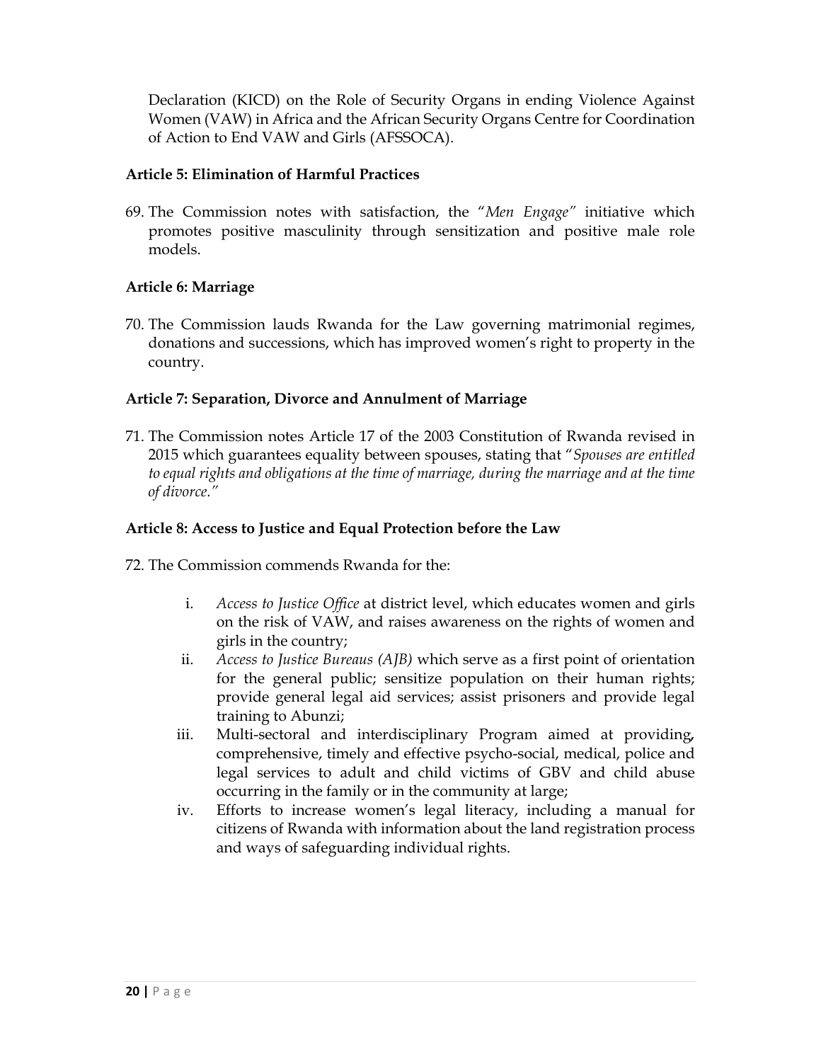Declaration (KICD) on the Role of Security Organs in ending Violence Against Women (VAW) in Africa and the African Security Organs Centre for Coordination of Action to End VAW and Girls (AFSSOCA).

**Article 5: Elimination of Harmful Practices**

69. The Commission notes with satisfaction, the "*Men Engage*" initiative which promotes positive masculinity through sensitization and positive male role models.

**Article 6: Marriage**

70. The Commission lauds Rwanda for the Law governing matrimonial regimes, donations and successions, which has improved women's right to property in the country.

**Article 7: Separation, Divorce and Annulment of Marriage**

71. The Commission notes Article 17 of the 2003 Constitution of Rwanda revised in 2015 which guarantees equality between spouses, stating that "*Spouses are entitled to equal rights and obligations at the time of marriage, during the marriage and at the time of divorce.*"

**Article 8: Access to Justice and Equal Protection before the Law**

72. The Commission commends Rwanda for the:

    i. *Access to Justice Office* at district level, which educates women and girls on the risk of VAW, and raises awareness on the rights of women and girls in the country;
    ii. *Access to Justice Bureaus (AJB)* which serve as a first point of orientation for the general public; sensitize population on their human rights; provide general legal aid services; assist prisoners and provide legal training to Abunzi;
    iii. Multi-sectoral and interdisciplinary Program aimed at providing, comprehensive, timely and effective psycho-social, medical, police and legal services to adult and child victims of GBV and child abuse occurring in the family or in the community at large;
    iv. Efforts to increase women's legal literacy, including a manual for citizens of Rwanda with information about the land registration process and ways of safeguarding individual rights.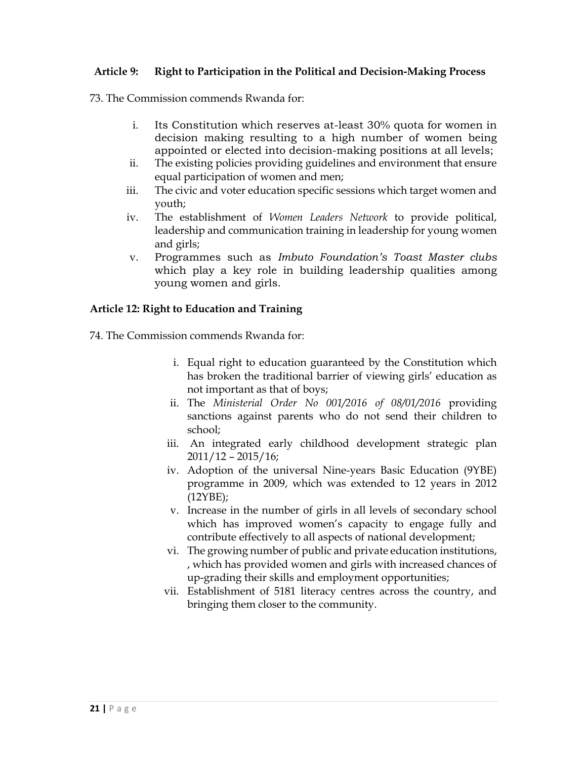**Article 9: Right to Participation in the Political and Decision-Making Process**

73. The Commission commends Rwanda for:

i. Its Constitution which reserves at-least 30% quota for women in decision making resulting to a high number of women being appointed or elected into decision-making positions at all levels;
ii. The existing policies providing guidelines and environment that ensure equal participation of women and men;
iii. The civic and voter education specific sessions which target women and youth;
iv. The establishment of *Women Leaders Network* to provide political, leadership and communication training in leadership for young women and girls;
v. Programmes such as *Imbuto Foundation's Toast Master clubs* which play a key role in building leadership qualities among young women and girls.

**Article 12: Right to Education and Training**

74. The Commission commends Rwanda for:

i. Equal right to education guaranteed by the Constitution which has broken the traditional barrier of viewing girls' education as not important as that of boys;
ii. The *Ministerial Order No 001/2016 of 08/01/2016* providing sanctions against parents who do not send their children to school;
iii. An integrated early childhood development strategic plan 2011/12 – 2015/16;
iv. Adoption of the universal Nine-years Basic Education (9YBE) programme in 2009, which was extended to 12 years in 2012 (12YBE);
v. Increase in the number of girls in all levels of secondary school which has improved women's capacity to engage fully and contribute effectively to all aspects of national development;
vi. The growing number of public and private education institutions, , which has provided women and girls with increased chances of up-grading their skills and employment opportunities;
vii. Establishment of 5181 literacy centres across the country, and bringing them closer to the community.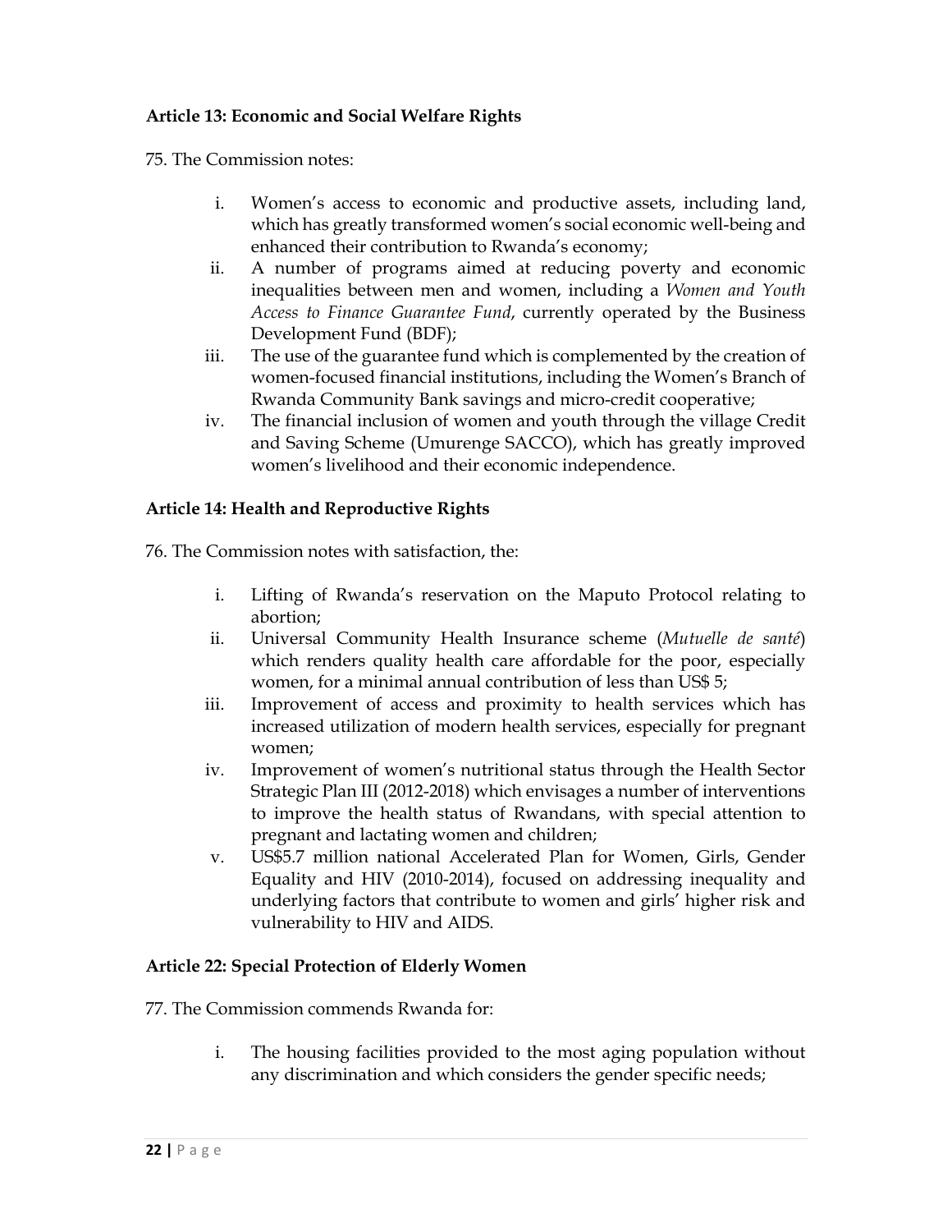### Article 13: Economic and Social Welfare Rights

75. The Commission notes:

i. Women's access to economic and productive assets, including land, which has greatly transformed women's social economic well-being and enhanced their contribution to Rwanda's economy;
ii. A number of programs aimed at reducing poverty and economic inequalities between men and women, including a *Women and Youth Access to Finance Guarantee Fund*, currently operated by the Business Development Fund (BDF);
iii. The use of the guarantee fund which is complemented by the creation of women-focused financial institutions, including the Women's Branch of Rwanda Community Bank savings and micro-credit cooperative;
iv. The financial inclusion of women and youth through the village Credit and Saving Scheme (Umurenge SACCO), which has greatly improved women's livelihood and their economic independence.

### Article 14: Health and Reproductive Rights

76. The Commission notes with satisfaction, the:

i. Lifting of Rwanda's reservation on the Maputo Protocol relating to abortion;
ii. Universal Community Health Insurance scheme (*Mutuelle de santé*) which renders quality health care affordable for the poor, especially women, for a minimal annual contribution of less than US$ 5;
iii. Improvement of access and proximity to health services which has increased utilization of modern health services, especially for pregnant women;
iv. Improvement of women's nutritional status through the Health Sector Strategic Plan III (2012-2018) which envisages a number of interventions to improve the health status of Rwandans, with special attention to pregnant and lactating women and children;
v. US$5.7 million national Accelerated Plan for Women, Girls, Gender Equality and HIV (2010-2014), focused on addressing inequality and underlying factors that contribute to women and girls' higher risk and vulnerability to HIV and AIDS.

### Article 22: Special Protection of Elderly Women

77. The Commission commends Rwanda for:

i. The housing facilities provided to the most aging population without any discrimination and which considers the gender specific needs;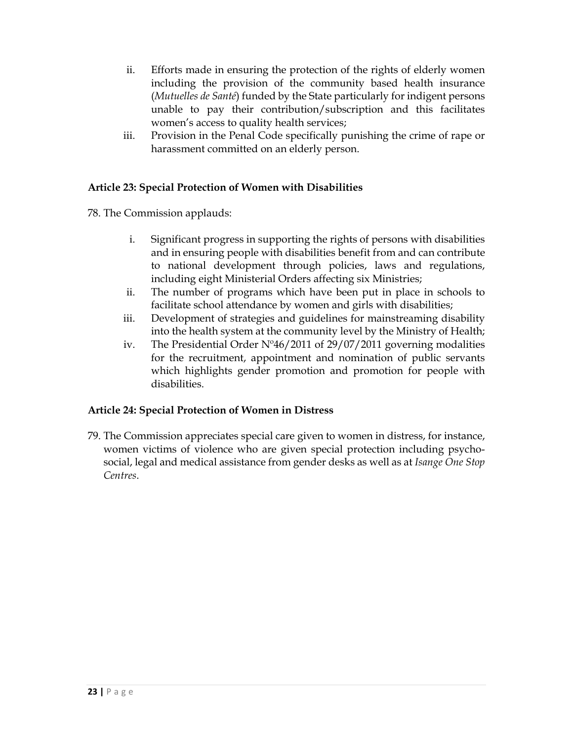ii. Efforts made in ensuring the protection of the rights of elderly women including the provision of the community based health insurance (*Mutuelles de Santé*) funded by the State particularly for indigent persons unable to pay their contribution/subscription and this facilitates women's access to quality health services;
iii. Provision in the Penal Code specifically punishing the crime of rape or harassment committed on an elderly person.

**Article 23: Special Protection of Women with Disabilities**

78. The Commission applauds:

i. Significant progress in supporting the rights of persons with disabilities and in ensuring people with disabilities benefit from and can contribute to national development through policies, laws and regulations, including eight Ministerial Orders affecting six Ministries;
ii. The number of programs which have been put in place in schools to facilitate school attendance by women and girls with disabilities;
iii. Development of strategies and guidelines for mainstreaming disability into the health system at the community level by the Ministry of Health;
iv. The Presidential Order Nº46/2011 of 29/07/2011 governing modalities for the recruitment, appointment and nomination of public servants which highlights gender promotion and promotion for people with disabilities.

**Article 24: Special Protection of Women in Distress**

79. The Commission appreciates special care given to women in distress, for instance, women victims of violence who are given special protection including psycho-social, legal and medical assistance from gender desks as well as at *Isange One Stop Centres*.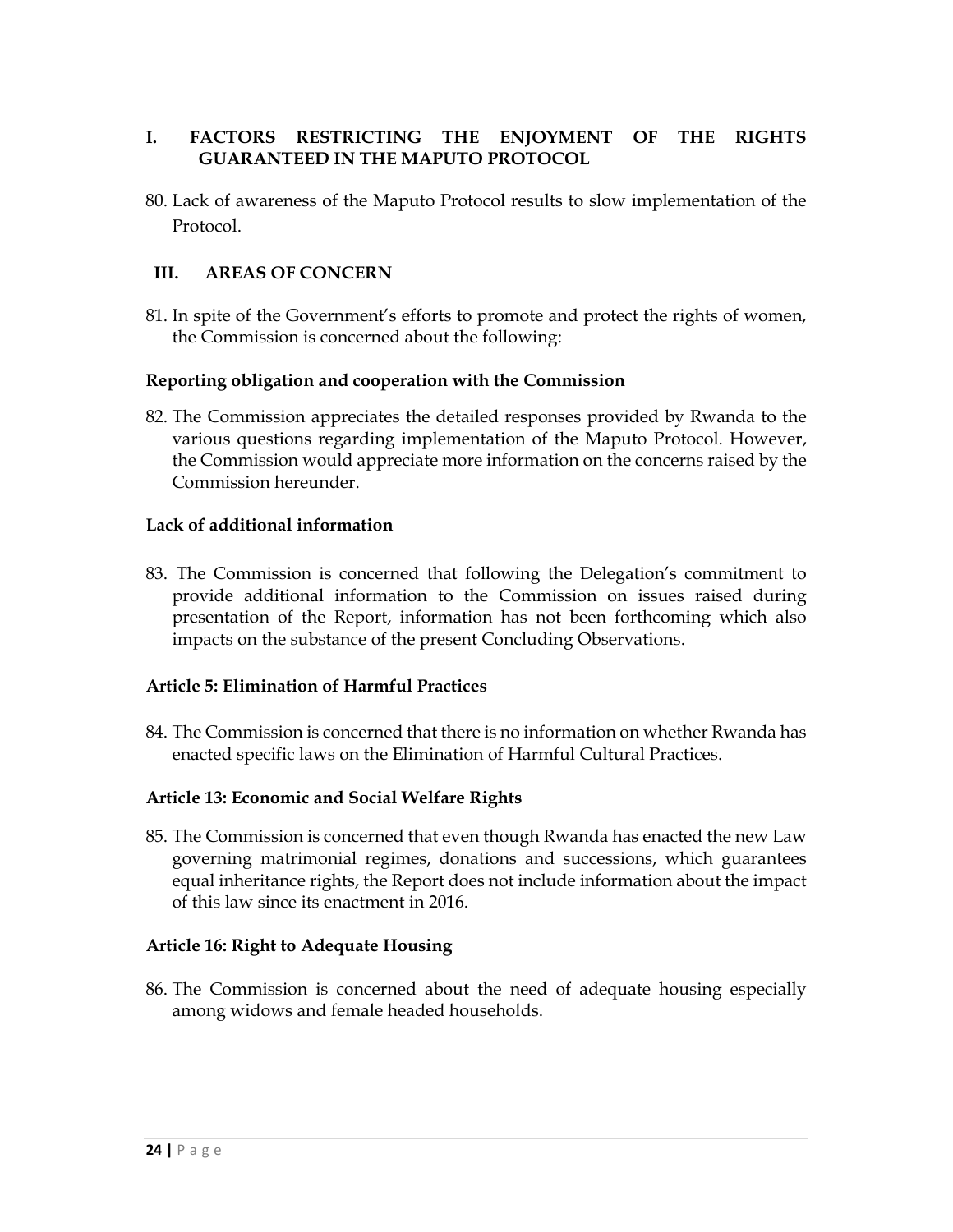## I. FACTORS RESTRICTING THE ENJOYMENT OF THE RIGHTS GUARANTEED IN THE MAPUTO PROTOCOL

80. Lack of awareness of the Maputo Protocol results to slow implementation of the Protocol.

## III. AREAS OF CONCERN

81. In spite of the Government's efforts to promote and protect the rights of women, the Commission is concerned about the following:

**Reporting obligation and cooperation with the Commission**

82. The Commission appreciates the detailed responses provided by Rwanda to the various questions regarding implementation of the Maputo Protocol. However, the Commission would appreciate more information on the concerns raised by the Commission hereunder.

**Lack of additional information**

83. The Commission is concerned that following the Delegation's commitment to provide additional information to the Commission on issues raised during presentation of the Report, information has not been forthcoming which also impacts on the substance of the present Concluding Observations.

**Article 5: Elimination of Harmful Practices**

84. The Commission is concerned that there is no information on whether Rwanda has enacted specific laws on the Elimination of Harmful Cultural Practices.

**Article 13: Economic and Social Welfare Rights**

85. The Commission is concerned that even though Rwanda has enacted the new Law governing matrimonial regimes, donations and successions, which guarantees equal inheritance rights, the Report does not include information about the impact of this law since its enactment in 2016.

**Article 16: Right to Adequate Housing**

86. The Commission is concerned about the need of adequate housing especially among widows and female headed households.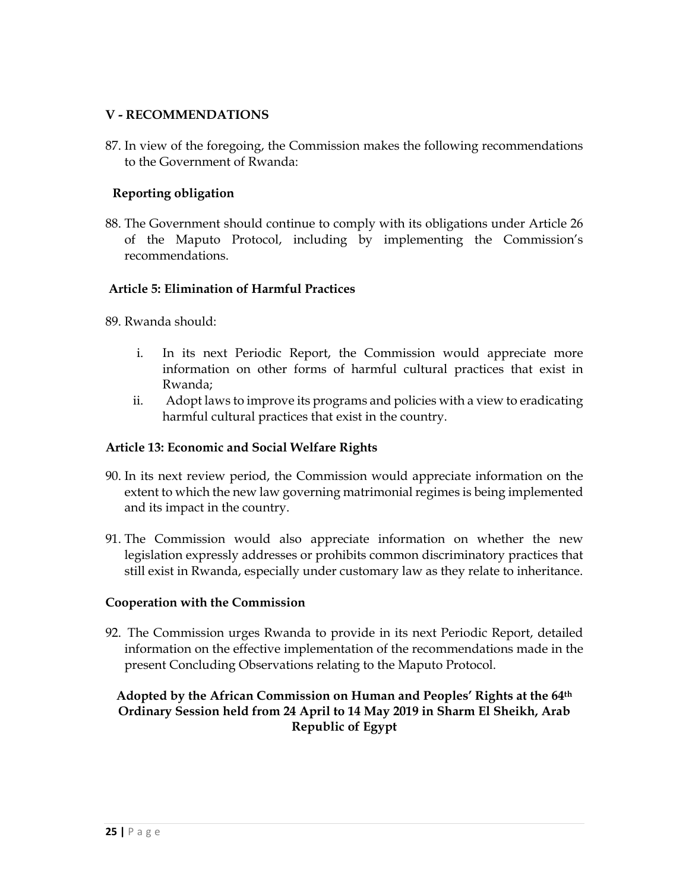## V - RECOMMENDATIONS

87. In view of the foregoing, the Commission makes the following recommendations to the Government of Rwanda:

### Reporting obligation

88. The Government should continue to comply with its obligations under Article 26 of the Maputo Protocol, including by implementing the Commission's recommendations.

### Article 5: Elimination of Harmful Practices

89. Rwanda should:

    i. In its next Periodic Report, the Commission would appreciate more information on other forms of harmful cultural practices that exist in Rwanda;

    ii. Adopt laws to improve its programs and policies with a view to eradicating harmful cultural practices that exist in the country.

### Article 13: Economic and Social Welfare Rights

90. In its next review period, the Commission would appreciate information on the extent to which the new law governing matrimonial regimes is being implemented and its impact in the country.

91. The Commission would also appreciate information on whether the new legislation expressly addresses or prohibits common discriminatory practices that still exist in Rwanda, especially under customary law as they relate to inheritance.

### Cooperation with the Commission

92. The Commission urges Rwanda to provide in its next Periodic Report, detailed information on the effective implementation of the recommendations made in the present Concluding Observations relating to the Maputo Protocol.

**Adopted by the African Commission on Human and Peoples' Rights at the 64th Ordinary Session held from 24 April to 14 May 2019 in Sharm El Sheikh, Arab Republic of Egypt**